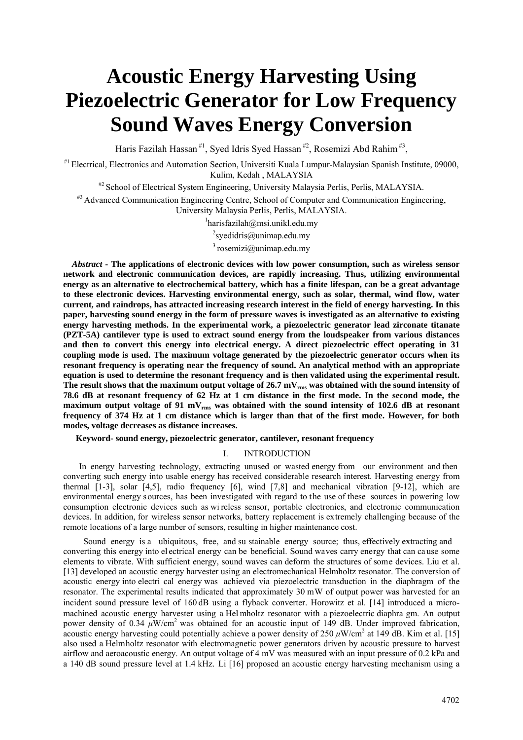# Acoustic Energy Harvesting Using Piezoelectric Generator for Low Frequency Sound Waves Energy Conversion

Haris Fazilah Hassan [#1], Syed Idris Syed Hassan [#2], Rosemizi Abd Rahim [#3],

[#1] Electrical, Electronics and Automation Section, Universiti Kuala Lumpur-Malaysian Spanish Institute, 09000, Kulim, Kedah , MALAYSIA

[#2] School of Electrical System Engineering, University Malaysia Perlis, Perlis, MALAYSIA.

[#3] Advanced Communication Engineering Centre, School of Computer and Communication Engineering, University Malaysia Perlis, Perlis, MALAYSIA.

[1]harisfazilah@msi.unikl.edu.my

[2]syedidris@unimap.edu.my

[3] rosemizi@unimap.edu.my

***Abstract* - The applications of electronic devices with low power consumption, such as wireless sensor network and electronic communication devices, are rapidly increasing. Thus, utilizing environmental energy as an alternative to electrochemical battery, which has a finite lifespan, can be a great advantage to these electronic devices. Harvesting environmental energy, such as solar, thermal, wind flow, water current, and raindrops, has attracted increasing research interest in the field of energy harvesting. In this paper, harvesting sound energy in the form of pressure waves is investigated as an alternative to existing energy harvesting methods. In the experimental work, a piezoelectric generator lead zirconate titanate (PZT-5A) cantilever type is used to extract sound energy from the loudspeaker from various distances and then to convert this energy into electrical energy. A direct piezoelectric effect operating in 31 coupling mode is used. The maximum voltage generated by the piezoelectric generator occurs when its resonant frequency is operating near the frequency of sound. An analytical method with an appropriate equation is used to determine the resonant frequency and is then validated using the experimental result. The result shows that the maximum output voltage of 26.7 $mV_{rms}$ was obtained with the sound intensity of 78.6 dB at resonant frequency of 62 Hz at 1 cm distance in the first mode. In the second mode, the maximum output voltage of 91 $mV_{rms}$ was obtained with the sound intensity of 102.6 dB at resonant frequency of 374 Hz at 1 cm distance which is larger than that of the first mode. However, for both modes, voltage decreases as distance increases.**

**Keyword- sound energy, piezoelectric generator, cantilever, resonant frequency**

## I. INTRODUCTION

In energy harvesting technology, extracting unused or wasted energy from our environment and then converting such energy into usable energy has received considerable research interest. Harvesting energy from thermal [1-3], solar [4,5], radio frequency [6], wind [7,8] and mechanical vibration [9-12], which are environmental energy sources, has been investigated with regard to the use of these sources in powering low consumption electronic devices such as wireless sensor, portable electronics, and electronic communication devices. In addition, for wireless sensor networks, battery replacement is extremely challenging because of the remote locations of a large number of sensors, resulting in higher maintenance cost.

Sound energy is a ubiquitous, free, and sustainable energy source; thus, effectively extracting and converting this energy into electrical energy can be beneficial. Sound waves carry energy that can cause some elements to vibrate. With sufficient energy, sound waves can deform the structures of some devices. Liu et al. [13] developed an acoustic energy harvester using an electromechanical Helmholtz resonator. The conversion of acoustic energy into electrical energy was achieved via piezoelectric transduction in the diaphragm of the resonator. The experimental results indicated that approximately 30 mW of output power was harvested for an incident sound pressure level of 160 dB using a flyback converter. Horowitz et al. [14] introduced a micro-machined acoustic energy harvester using a Helmholtz resonator with a piezoelectric diaphragm. An output power density of 0.34 $\mu W/cm^2$ was obtained for an acoustic input of 149 dB. Under improved fabrication, acoustic energy harvesting could potentially achieve a power density of 250 $\mu W/cm^2$ at 149 dB. Kim et al. [15] also used a Helmholtz resonator with electromagnetic power generators driven by acoustic pressure to harvest airflow and aeroacoustic energy. An output voltage of 4 mV was measured with an input pressure of 0.2 kPa and a 140 dB sound pressure level at 1.4 kHz. Li [16] proposed an acoustic energy harvesting mechanism using a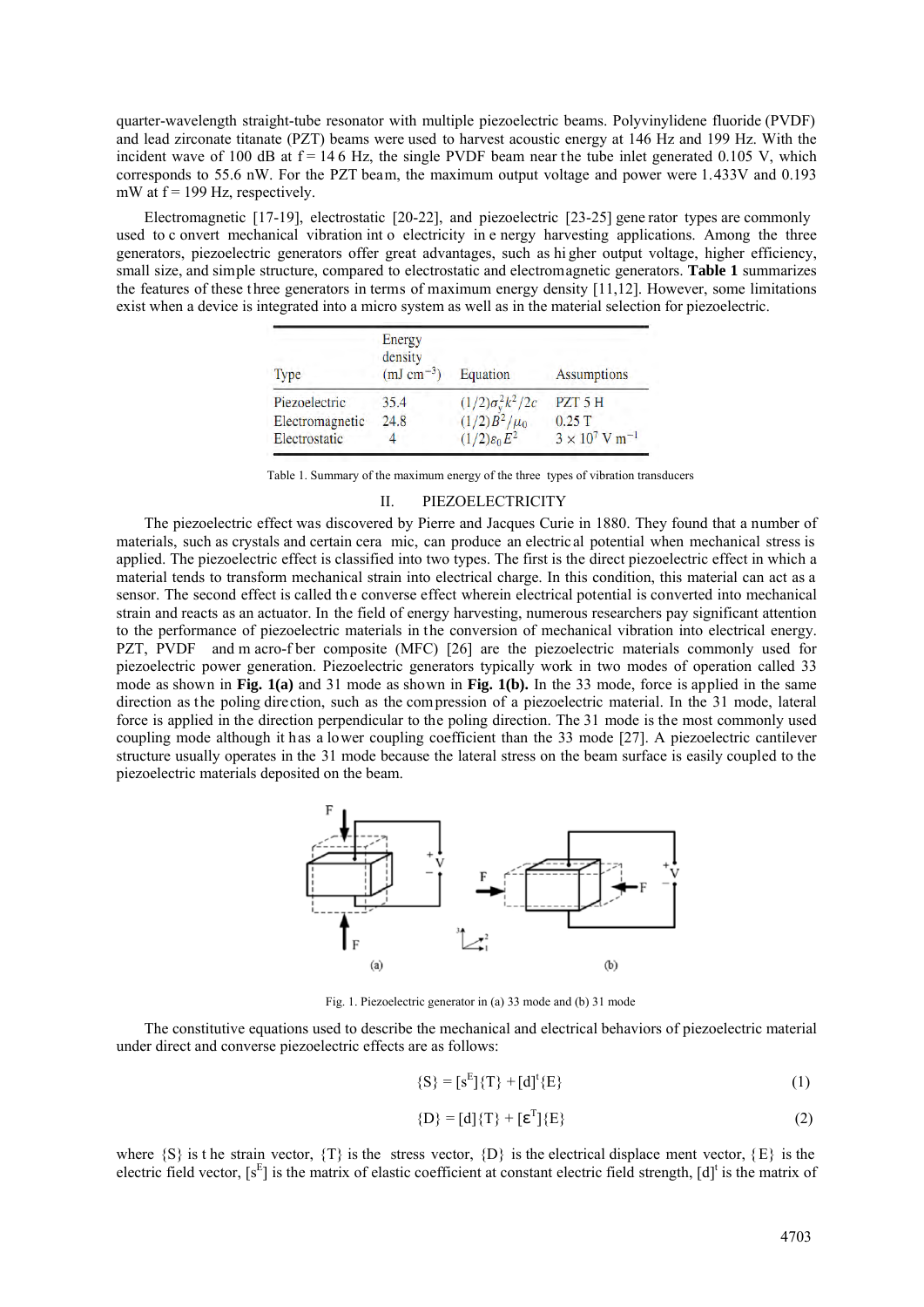quarter-wavelength straight-tube resonator with multiple piezoelectric beams. Polyvinylidene fluoride (PVDF) and lead zirconate titanate (PZT) beams were used to harvest acoustic energy at 146 Hz and 199 Hz. With the incident wave of 100 dB at f = 146 Hz, the single PVDF beam near the tube inlet generated 0.105 V, which corresponds to 55.6 nW. For the PZT beam, the maximum output voltage and power were 1.433V and 0.193 mW at f = 199 Hz, respectively.

Electromagnetic [17-19], electrostatic [20-22], and piezoelectric [23-25] generator types are commonly used to convert mechanical vibration into electricity in energy harvesting applications. Among the three generators, piezoelectric generators offer great advantages, such as higher output voltage, higher efficiency, small size, and simple structure, compared to electrostatic and electromagnetic generators. **Table 1** summarizes the features of these three generators in terms of maximum energy density [11,12]. However, some limitations exist when a device is integrated into a micro system as well as in the material selection for piezoelectric.

| Type | Energy density (mJ cm$^{-3}$) | Equation | Assumptions |
|---|---|---|---|
| Piezoelectric | 35.4 | $(1/2)\sigma_y^2 k^2/2c$ | PZT 5 H |
| Electromagnetic | 24.8 | $(1/2)B^2/\mu_0$ | 0.25 T |
| Electrostatic | 4 | $(1/2)\varepsilon_0 E^2$ | $3 \times 10^7$ V m$^{-1}$ |

Table 1. Summary of the maximum energy of the three types of vibration transducers

## II. PIEZOELECTRICITY

The piezoelectric effect was discovered by Pierre and Jacques Curie in 1880. They found that a number of materials, such as crystals and certain ceramic, can produce an electrical potential when mechanical stress is applied. The piezoelectric effect is classified into two types. The first is the direct piezoelectric effect in which a material tends to transform mechanical strain into electrical charge. In this condition, this material can act as a sensor. The second effect is called the converse effect wherein electrical potential is converted into mechanical strain and reacts as an actuator. In the field of energy harvesting, numerous researchers pay significant attention to the performance of piezoelectric materials in the conversion of mechanical vibration into electrical energy. PZT, PVDF and macro-fiber composite (MFC) [26] are the piezoelectric materials commonly used for piezoelectric power generation. Piezoelectric generators typically work in two modes of operation called 33 mode as shown in **Fig. 1(a)** and 31 mode as shown in **Fig. 1(b).** In the 33 mode, force is applied in the same direction as the poling direction, such as the compression of a piezoelectric material. In the 31 mode, lateral force is applied in the direction perpendicular to the poling direction. The 31 mode is the most commonly used coupling mode although it has a lower coupling coefficient than the 33 mode [27]. A piezoelectric cantilever structure usually operates in the 31 mode because the lateral stress on the beam surface is easily coupled to the piezoelectric materials deposited on the beam.

Fig. 1. Piezoelectric generator in (a) 33 mode and (b) 31 mode

The constitutive equations used to describe the mechanical and electrical behaviors of piezoelectric material under direct and converse piezoelectric effects are as follows:

$$\{S\} = [s^E]\{T\} + [d]^t\{E\} \tag{1}$$

$$\{D\} = [d]\{T\} + [\varepsilon^T]\{E\} \tag{2}$$

where $\{S\}$ is the strain vector, $\{T\}$ is the stress vector, $\{D\}$ is the electrical displacement vector, $\{E\}$ is the electric field vector, $[s^E]$ is the matrix of elastic coefficient at constant electric field strength, $[d]^t$ is the matrix of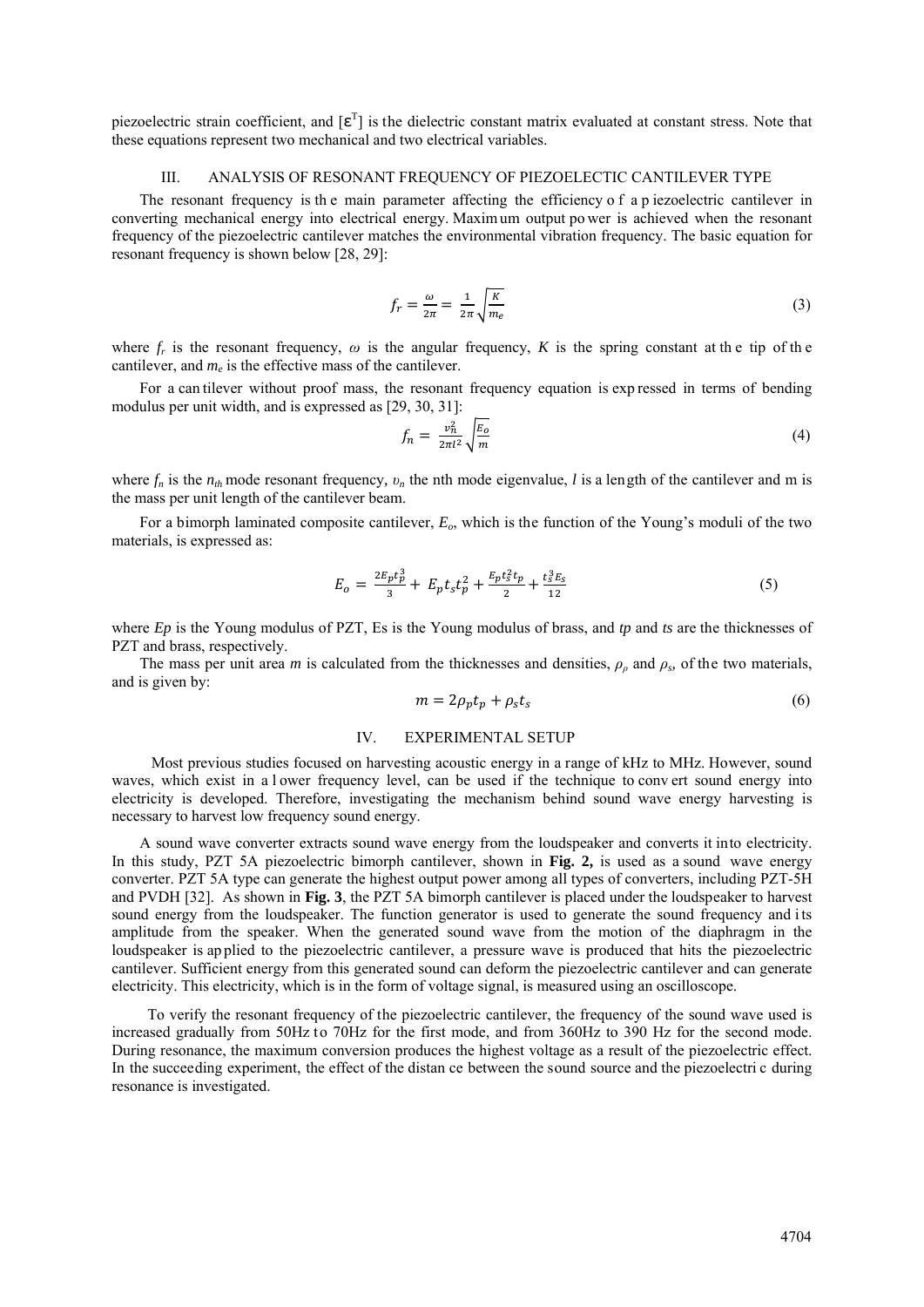piezoelectric strain coefficient, and $[\varepsilon^T]$ is the dielectric constant matrix evaluated at constant stress. Note that these equations represent two mechanical and two electrical variables.

## III. ANALYSIS OF RESONANT FREQUENCY OF PIEZOELECTIC CANTILEVER TYPE

The resonant frequency is the main parameter affecting the efficiency of a piezoelectric cantilever in converting mechanical energy into electrical energy. Maximum output power is achieved when the resonant frequency of the piezoelectric cantilever matches the environmental vibration frequency. The basic equation for resonant frequency is shown below [28, 29]:

$$f_r = \frac{\omega}{2\pi} = \frac{1}{2\pi}\sqrt{\frac{K}{m_e}} \tag{3}$$

where $f_r$ is the resonant frequency, $\omega$ is the angular frequency, $K$ is the spring constant at the tip of the cantilever, and $m_e$ is the effective mass of the cantilever.

For a cantilever without proof mass, the resonant frequency equation is expressed in terms of bending modulus per unit width, and is expressed as [29, 30, 31]:

$$f_n = \frac{v_n^2}{2\pi l^2}\sqrt{\frac{E_o}{m}} \tag{4}$$

where $f_n$ is the $n_{th}$ mode resonant frequency, $v_n$ the nth mode eigenvalue, $l$ is a length of the cantilever and m is the mass per unit length of the cantilever beam.

For a bimorph laminated composite cantilever, $E_o$, which is the function of the Young's moduli of the two materials, is expressed as:

$$E_o = \frac{2E_p t_p^3}{3} + E_p t_s t_p^2 + \frac{E_p t_s^2 t_p}{2} + \frac{t_s^3 E_s}{12} \tag{5}$$

where $Ep$ is the Young modulus of PZT, Es is the Young modulus of brass, and $tp$ and $ts$ are the thicknesses of PZT and brass, respectively.

The mass per unit area $m$ is calculated from the thicknesses and densities, $\rho_p$ and $\rho_s$, of the two materials, and is given by:

$$m = 2\rho_p t_p + \rho_s t_s \tag{6}$$

## IV. EXPERIMENTAL SETUP

Most previous studies focused on harvesting acoustic energy in a range of kHz to MHz. However, sound waves, which exist in a lower frequency level, can be used if the technique to convert sound energy into electricity is developed. Therefore, investigating the mechanism behind sound wave energy harvesting is necessary to harvest low frequency sound energy.

A sound wave converter extracts sound wave energy from the loudspeaker and converts it into electricity. In this study, PZT 5A piezoelectric bimorph cantilever, shown in **Fig. 2,** is used as a sound wave energy converter. PZT 5A type can generate the highest output power among all types of converters, including PZT-5H and PVDH [32]. As shown in **Fig. 3**, the PZT 5A bimorph cantilever is placed under the loudspeaker to harvest sound energy from the loudspeaker. The function generator is used to generate the sound frequency and its amplitude from the speaker. When the generated sound wave from the motion of the diaphragm in the loudspeaker is applied to the piezoelectric cantilever, a pressure wave is produced that hits the piezoelectric cantilever. Sufficient energy from this generated sound can deform the piezoelectric cantilever and can generate electricity. This electricity, which is in the form of voltage signal, is measured using an oscilloscope.

To verify the resonant frequency of the piezoelectric cantilever, the frequency of the sound wave used is increased gradually from 50Hz to 70Hz for the first mode, and from 360Hz to 390 Hz for the second mode. During resonance, the maximum conversion produces the highest voltage as a result of the piezoelectric effect. In the succeeding experiment, the effect of the distance between the sound source and the piezoelectric during resonance is investigated.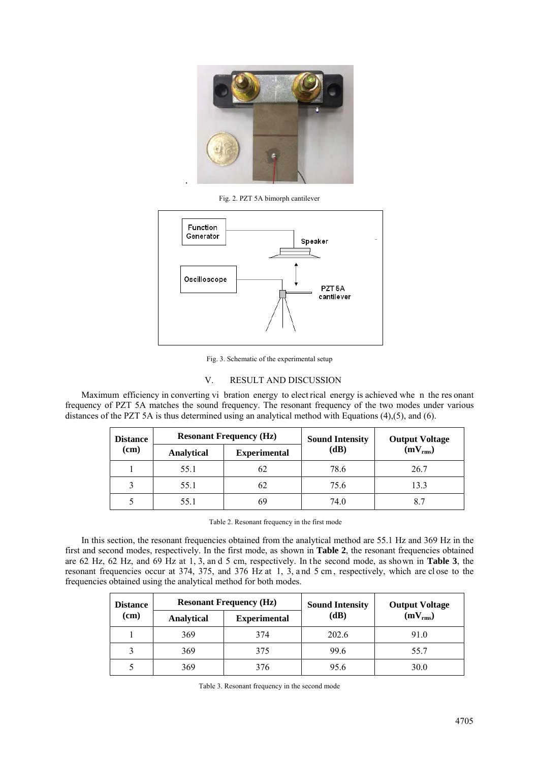Fig. 2. PZT 5A bimorph cantilever

Fig. 3. Schematic of the experimental setup

## V. RESULT AND DISCUSSION

Maximum efficiency in converting vibration energy to electrical energy is achieved when the resonant frequency of PZT 5A matches the sound frequency. The resonant frequency of the two modes under various distances of the PZT 5A is thus determined using an analytical method with Equations (4),(5), and (6).

| Distance (cm) | Resonant Frequency (Hz) | | Sound Intensity (dB) | Output Voltage ($mV_{rms}$) |
|---|---|---|---|---|
| | Analytical | Experimental | | |
| 1 | 55.1 | 62 | 78.6 | 26.7 |
| 3 | 55.1 | 62 | 75.6 | 13.3 |
| 5 | 55.1 | 69 | 74.0 | 8.7 |

Table 2. Resonant frequency in the first mode

In this section, the resonant frequencies obtained from the analytical method are 55.1 Hz and 369 Hz in the first and second modes, respectively. In the first mode, as shown in **Table 2**, the resonant frequencies obtained are 62 Hz, 62 Hz, and 69 Hz at 1, 3, and 5 cm, respectively. In the second mode, as shown in **Table 3**, the resonant frequencies occur at 374, 375, and 376 Hz at 1, 3, and 5 cm, respectively, which are close to the frequencies obtained using the analytical method for both modes.

| Distance (cm) | Resonant Frequency (Hz) | | Sound Intensity (dB) | Output Voltage ($mV_{rms}$) |
|---|---|---|---|---|
| | Analytical | Experimental | | |
| 1 | 369 | 374 | 202.6 | 91.0 |
| 3 | 369 | 375 | 99.6 | 55.7 |
| 5 | 369 | 376 | 95.6 | 30.0 |

Table 3. Resonant frequency in the second mode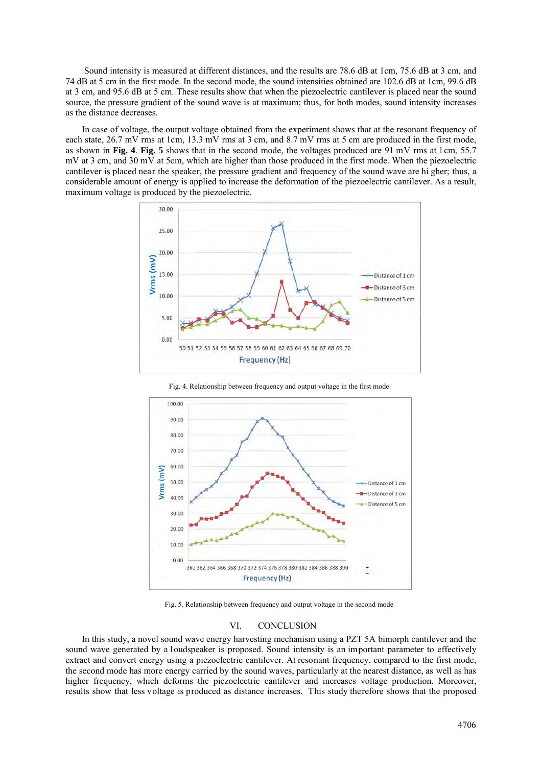Sound intensity is measured at different distances, and the results are 78.6 dB at 1cm, 75.6 dB at 3 cm, and 74 dB at 5 cm in the first mode. In the second mode, the sound intensities obtained are 102.6 dB at 1cm, 99.6 dB at 3 cm, and 95.6 dB at 5 cm. These results show that when the piezoelectric cantilever is placed near the sound source, the pressure gradient of the sound wave is at maximum; thus, for both modes, sound intensity increases as the distance decreases.

In case of voltage, the output voltage obtained from the experiment shows that at the resonant frequency of each state, 26.7 mV rms at 1cm, 13.3 mV rms at 3 cm, and 8.7 mV rms at 5 cm are produced in the first mode, as shown in **Fig. 4**. **Fig. 5** shows that in the second mode, the voltages produced are 91 mV rms at 1 cm, 55.7 mV at 3 cm, and 30 mV at 5cm, which are higher than those produced in the first mode. When the piezoelectric cantilever is placed near the speaker, the pressure gradient and frequency of the sound wave are higher; thus, a considerable amount of energy is applied to increase the deformation of the piezoelectric cantilever. As a result, maximum voltage is produced by the piezoelectric.

Fig. 4. Relationship between frequency and output voltage in the first mode

Fig. 5. Relationship between frequency and output voltage in the second mode

## VI. CONCLUSION

In this study, a novel sound wave energy harvesting mechanism using a PZT 5A bimorph cantilever and the sound wave generated by a loudspeaker is proposed. Sound intensity is an important parameter to effectively extract and convert energy using a piezoelectric cantilever. At resonant frequency, compared to the first mode, the second mode has more energy carried by the sound waves, particularly at the nearest distance, as well as has higher frequency, which deforms the piezoelectric cantilever and increases voltage production. Moreover, results show that less voltage is produced as distance increases. This study therefore shows that the proposed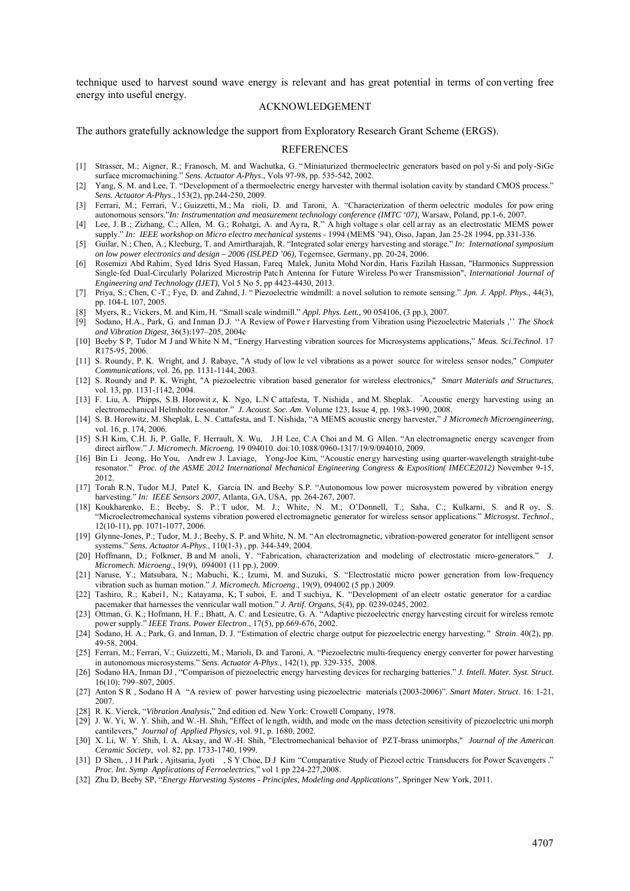technique used to harvest sound wave energy is relevant and has great potential in terms of converting free energy into useful energy.

## ACKNOWLEDGEMENT

The authors gratefully acknowledge the support from Exploratory Research Grant Scheme (ERGS).

## REFERENCES

[1] Strasser, M.; Aigner, R.; Franosch, M. and Wachutka, G. "Miniaturized thermoelectric generators based on poly-Si and poly-SiGe surface micromachining." *Sens. Actuator A-Phys.*, Vols 97-98, pp. 535-542, 2002.

[2] Yang, S. M. and Lee, T. "Development of a thermoelectric energy harvester with thermal isolation cavity by standard CMOS process." *Sens. Actuator A-Phys.*, 153(2), pp.244-250, 2009.

[3] Ferrari, M.; Ferrari, V.; Guizzetti, M.; Ma rioli, D. and Taroni, A. "Characterization of therm oelectric modules for pow ering autonomous sensors."*In: Instrumentation and measurement technology conference (IMTC '07),* Warsaw, Poland, pp.1-6, 2007.

[4] Lee, J. B.; Zizhang, C.; Allen, M. G.; Rohatgi, A. and Ayra, R." A high voltage s olar cell array as an electrostatic MEMS power supply." *In: IEEE workshop on Micro electro mechanical systems* - 1994 (MEMS '94), Oiso, Japan, Jan 25-28 1994, pp.331-336.

[5] Guilar, N.; Chen, A.; Kleeburg, T. and Amirtharajah, R. "Integrated solar energy harvesting and storage." *In: International symposium on low power electronics and design – 2006 (ISLPED '06),* Tegernsee, Germany, pp. 20-24, 2006.

[6] Rosemizi Abd Rahim, Syed Idris Syed Hassan, Fareq Malek, Junita Mohd Nordin, Haris Fazilah Hassan, "Harmonics Suppression Single-fed Dual-Circularly Polarized Microstrip Patch Antenna for Future Wireless Power Transmission", *International Journal of Engineering and Technology (IJET)*, Vol 5 No 5, pp 4423-4430, 2013.

[7] Priya, S.; Chen, C-T.; Fye, D. and Zahnd, J. " Piezoelectric windmill: a novel solution to remote sensing." *Jpn. J. Appl. Phys.*, 44(3), pp. 104-L 107, 2005.

[8] Myers, R.; Vickers, M. and Kim, H. "Small scale windmill." *Appl. Phys. Lett.,* 90 054106, (3 pp.), 2007.

[9] Sodano, H.A., Park, G. and Inman D.J. ''A Review of Power Harvesting from Vibration using Piezoelectric Materials ,'' *The Shock and Vibration Digest*, 36(3):197–205, 2004c

[10] Beeby S P, Tudor M J and White N M, "Energy Harvesting vibration sources for Microsystems applications," *Meas. Sci.Technol*. 17 R175-95, 2006.

[11] S. Roundy, P. K. Wright, and J. Rabaye, "A study of low le vel vibrations as a power source for wireless sensor nodes," *Computer Communications*, vol. 26, pp. 1131-1144, 2003.

[12] S. Roundy and P. K. Wright, "A piezoelectric vibration based generator for wireless electronics," *Smart Materials and Structures*, vol. 13, pp. 1131-1142, 2004.

[13] F. Liu, A. Phipps, S.B. Horowit z, K. Ngo, L.N C attafesta, T. Nishida , and M. Sheplak. "Acoustic energy harvesting using an electromechanical Helmholtz resonator." *J. Acoust. Soc. Am*. Volume 123, Issue 4, pp. 1983-1990, 2008.

[14] S. B. Horowitz, M. Sheplak, L. N. Cattafesta, and T. Nishida, "A MEMS acoustic energy harvester," *J Micromech Microengineering,* vol. 16, p. 174, 2006.

[15] S.H Kim, C.H. Ji, P. Galle, F. Herrault, X. Wu, J.H Lee, C.A Choi and M. G Allen. "An electromagnetic energy scavenger from direct airflow." *J. Micromech. Microeng.* 19 094010. doi:10.1088/0960-1317/19/9/094010, 2009.

[16] Bin Li Jeong, Ho You, Andrew J. Laviage, Yong-Joe Kim, "Acoustic energy harvesting using quarter-wavelength straight-tube resonator." *Proc. of the ASME 2012 International Mechanical Engineering Congress & Exposition( IMECE2012)* November 9-15, 2012.

[17] Torah R.N, Tudor M.J, Patel K, Garcia IN. and Beeby S.P. "Autonomous low power microsystem powered by vibration energy harvesting." *In: IEEE Sensors 2007*, Atlanta, GA, USA, pp. 264-267, 2007.

[18] Koukharenko, E.; Beeby, S. P.; T udor, M. J.; White, N. M.; O'Donnell, T.; Saha, C.; Kulkarni, S. and R oy, S. "Microelectromechanical systems vibration powered electromagnetic generator for wireless sensor applications." *Microsyst. Technol*., 12(10-11), pp. 1071-1077, 2006.

[19] Glynne-Jones, P.; Tudor, M. J.; Beeby, S. P. and White, N. M. "An electromagnetic, vibration-powered generator for intelligent sensor systems." *Sens. Actuator A-Phys*., 110(1-3) , pp. 344-349, 2004.

[20] Hoffmann, D.; Folkmer, B and M anoli, Y. "Fabrication, characterization and modeling of electrostatic micro-generators." *J. Micromech. Microeng*., 19(9), 094001 (11 pp.), 2009.

[21] Naruse, Y.; Matsubara, N.; Mabuchi, K.; Izumi, M. and Suzuki, S. "Electrostatic micro power generation from low-frequency vibration such as human motion." *J. Micromech. Microeng*., 19(9), 094002 (5 pp.) 2009.

[22] Tashiro, R.; Kabei1, N.; Katayama, K; T suboi, E. and T suchiya, K. "Development of an electr ostatic generator for a cardiac pacemaker that harnesses the venricular wall motion." *J. Artif. Organs*, 5(4), pp. 0239-0245, 2002.

[23] Ottman, G. K.; Hofmann, H. F.; Bhatt, A. C. and Lesieutre, G. A. "Adaptive piezoelectric energy harvesting circuit for wireless remote power supply." *IEEE Trans. Power Electron*., 17(5), pp.669-676, 2002.

[24] Sodano, H. A.; Park, G. and Inman, D. J. "Estimation of electric charge output for piezoelectric energy harvesting*.*" *Strain*. 40(2), pp. 49-58, 2004.

[25] Ferrari, M.; Ferrari, V.; Guizzetti, M.; Marioli, D. and Taroni, A. "Piezoelectric multi-frequency energy converter for power harvesting in autonomous microsystems." *Sens. Actuator A-Phys*., 142(1), pp. 329-335, 2008.

[26] Sodano HA, Inman DJ , "Comparison of piezoelectric energy harvesting devices for recharging batteries." *J. Intell. Mater. Syst. Struct.* 16(10): 799–807, 2005.

[27] Anton S R , Sodano H A "A review of power harvesting using piezoelectric materials (2003-2006)". *Smart Mater. Struct*. 16: 1-21, 2007.

[28] R. K. Vierck, "*Vibration Analysis,*" 2nd edition ed. New York: Crowell Company, 1978.

[29] J. W. Yi, W. Y. Shih, and W.-H. Shih, "Effect of length, width, and mode on the mass detection sensitivity of piezoelectric unimorph cantilevers," *Journal of Applied Physics,* vol. 91, p. 1680, 2002.

[30] X. Li, W. Y. Shih, I. A. Aksay, and W.-H. Shih, "Electromechanical behavior of PZT-brass unimorphs," *Journal of the American Ceramic Society*, vol. 82, pp. 1733-1740, 1999.

[31] D Shen, , J H Park , Ajitsaria, Jyoti , S Y Choe, D J Kim "Comparative Study of Piezoelectric Transducers for Power Scavengers ." *Proc. Int. Symp Applications of Ferroelectrics*," vol 1 pp 224-227,2008.

[32] Zhu D, Beeby SP, "*Energy Harvesting Systems - Principles, Modeling and Applications",* Springer New York, 2011.